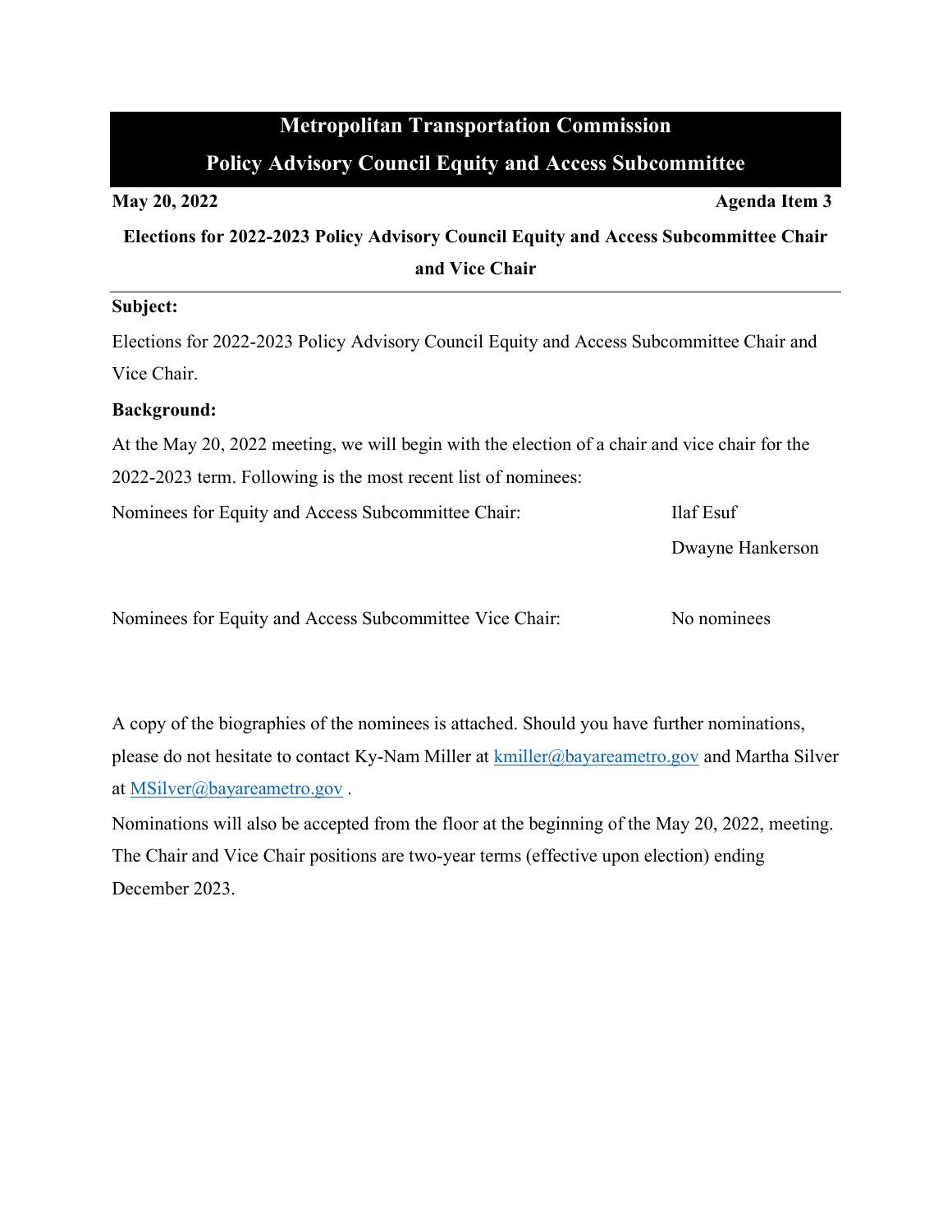# Metropolitan Transportation Commission

## Policy Advisory Council Equity and Access Subcommittee

**May 20, 2022** **Agenda Item 3**

### Elections for 2022-2023 Policy Advisory Council Equity and Access Subcommittee Chair and Vice Chair

**Subject:**

Elections for 2022-2023 Policy Advisory Council Equity and Access Subcommittee Chair and Vice Chair.

**Background:**

At the May 20, 2022 meeting, we will begin with the election of a chair and vice chair for the 2022-2023 term. Following is the most recent list of nominees:

Nominees for Equity and Access Subcommittee Chair: Ilaf Esuf
Dwayne Hankerson

Nominees for Equity and Access Subcommittee Vice Chair: No nominees

A copy of the biographies of the nominees is attached. Should you have further nominations, please do not hesitate to contact Ky-Nam Miller at kmiller@bayareametro.gov and Martha Silver at MSilver@bayareametro.gov .

Nominations will also be accepted from the floor at the beginning of the May 20, 2022, meeting. The Chair and Vice Chair positions are two-year terms (effective upon election) ending December 2023.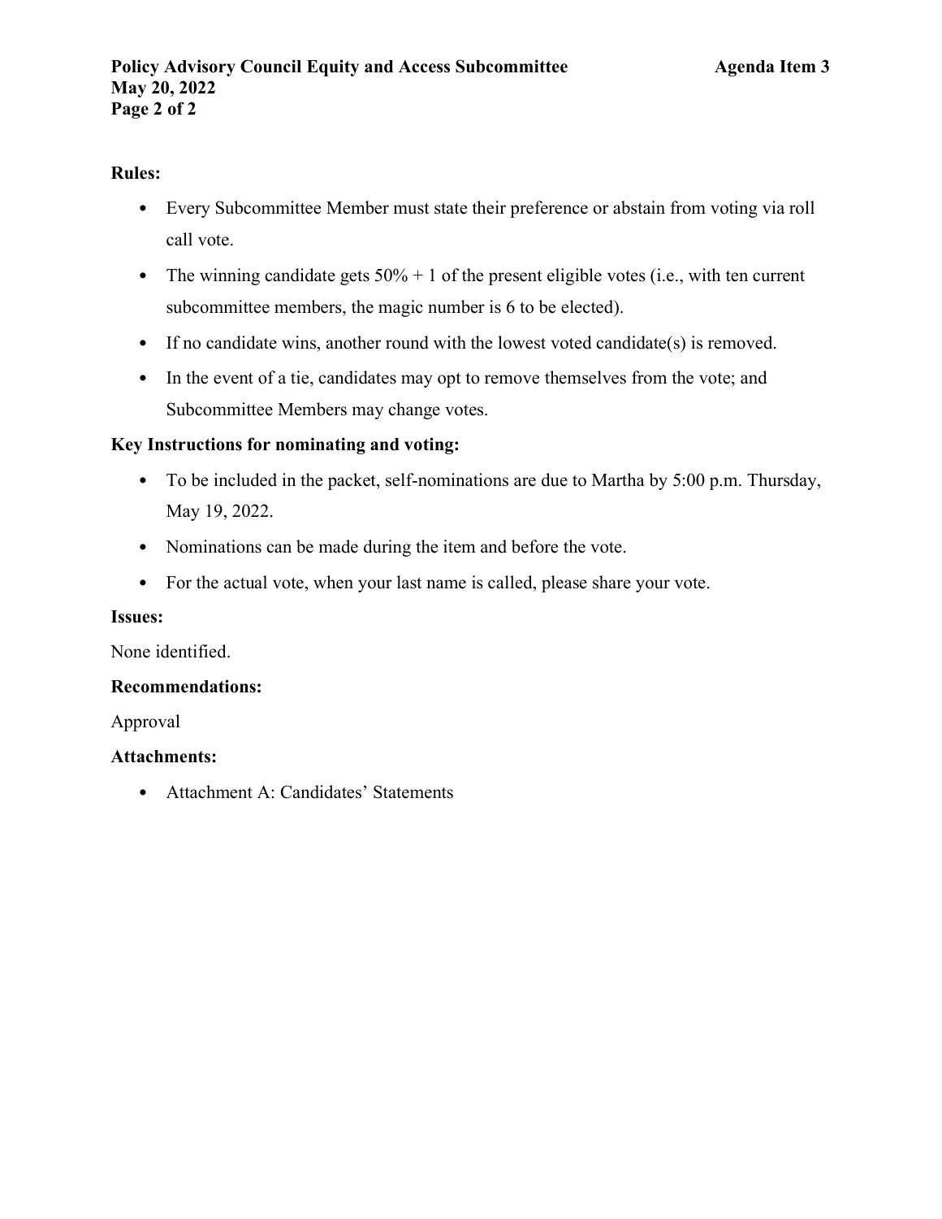**Rules:**

- Every Subcommittee Member must state their preference or abstain from voting via roll call vote.
- The winning candidate gets 50% + 1 of the present eligible votes (i.e., with ten current subcommittee members, the magic number is 6 to be elected).
- If no candidate wins, another round with the lowest voted candidate(s) is removed.
- In the event of a tie, candidates may opt to remove themselves from the vote; and Subcommittee Members may change votes.

**Key Instructions for nominating and voting:**

- To be included in the packet, self-nominations are due to Martha by 5:00 p.m. Thursday, May 19, 2022.
- Nominations can be made during the item and before the vote.
- For the actual vote, when your last name is called, please share your vote.

**Issues:**

None identified.

**Recommendations:**

Approval

**Attachments:**

- Attachment A: Candidates' Statements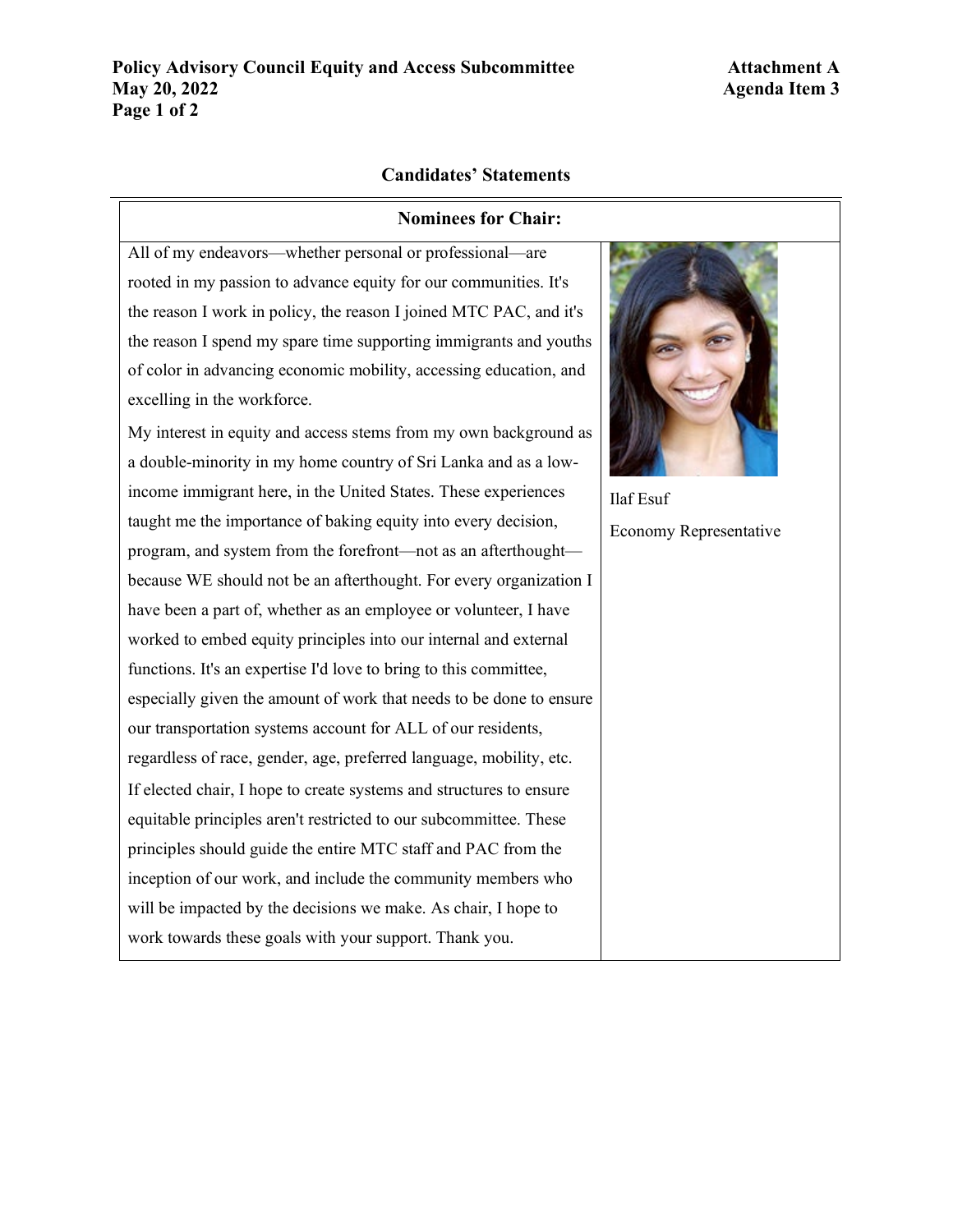## Candidates' Statements

| Nominees for Chair: | |
|---|---|
| All of my endeavors—whether personal or professional—are rooted in my passion to advance equity for our communities. It's the reason I work in policy, the reason I joined MTC PAC, and it's the reason I spend my spare time supporting immigrants and youths of color in advancing economic mobility, accessing education, and excelling in the workforce.<br><br>My interest in equity and access stems from my own background as a double-minority in my home country of Sri Lanka and as a low-income immigrant here, in the United States. These experiences taught me the importance of baking equity into every decision, program, and system from the forefront—not as an afterthought—because WE should not be an afterthought. For every organization I have been a part of, whether as an employee or volunteer, I have worked to embed equity principles into our internal and external functions. It's an expertise I'd love to bring to this committee, especially given the amount of work that needs to be done to ensure our transportation systems account for ALL of our residents, regardless of race, gender, age, preferred language, mobility, etc.<br><br>If elected chair, I hope to create systems and structures to ensure equitable principles aren't restricted to our subcommittee. These principles should guide the entire MTC staff and PAC from the inception of our work, and include the community members who will be impacted by the decisions we make. As chair, I hope to work towards these goals with your support. Thank you. | Ilaf Esuf<br><br>Economy Representative |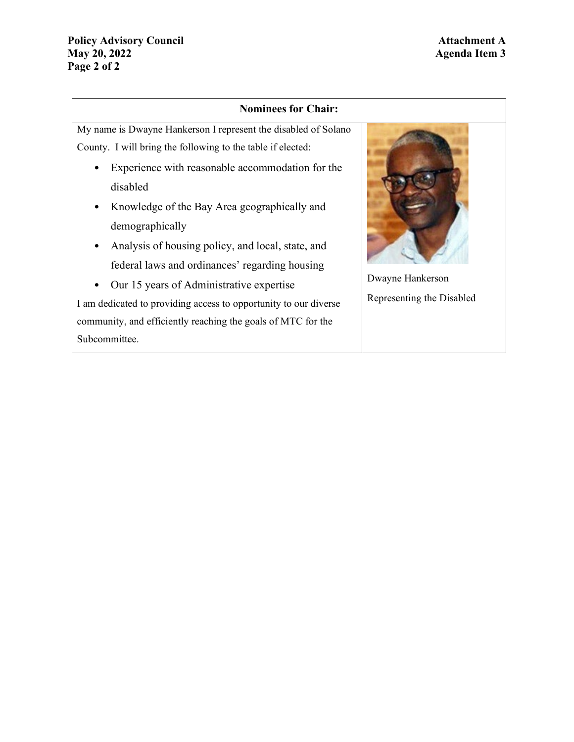| Nominees for Chair: | |
|---|---|
| My name is Dwayne Hankerson I represent the disabled of Solano County. I will bring the following to the table if elected:<br>• Experience with reasonable accommodation for the disabled<br>• Knowledge of the Bay Area geographically and demographically<br>• Analysis of housing policy, and local, state, and federal laws and ordinances' regarding housing<br>• Our 15 years of Administrative expertise<br>I am dedicated to providing access to opportunity to our diverse community, and efficiently reaching the goals of MTC for the Subcommittee. | Dwayne Hankerson<br>Representing the Disabled |